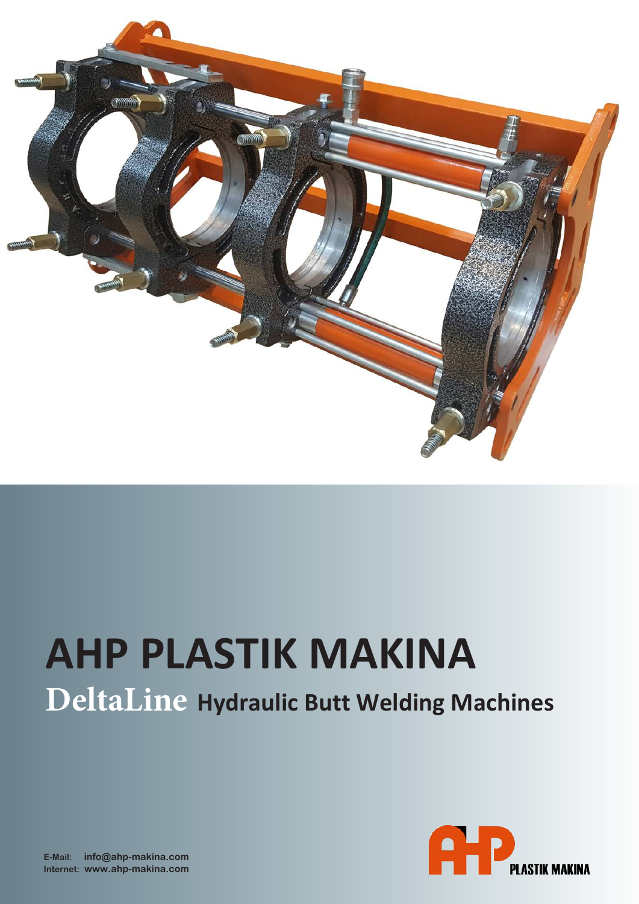# AHP PLASTIK MAKINA

## DeltaLine Hydraulic Butt Welding Machines

E-Mail: info@ahp-makina.com
Internet: www.ahp-makina.com

AHP PLASTIK MAKINA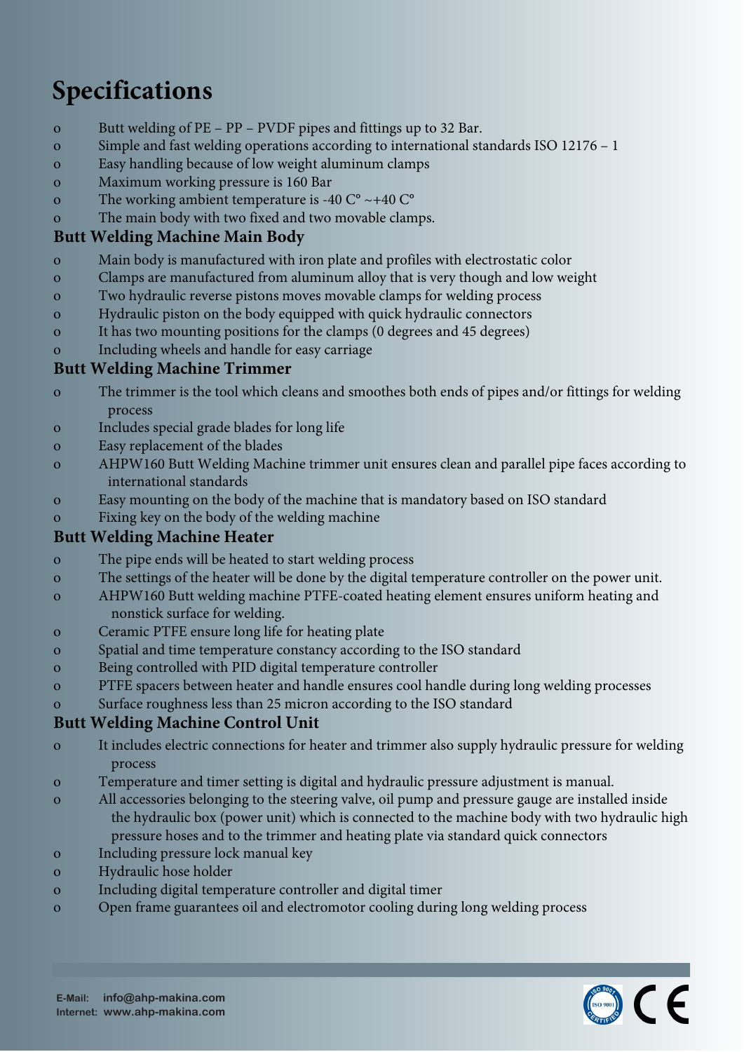# Specifications

- Butt welding of PE – PP – PVDF pipes and fittings up to 32 Bar.
- Simple and fast welding operations according to international standards ISO 12176 – 1
- Easy handling because of low weight aluminum clamps
- Maximum working pressure is 160 Bar
- The working ambient temperature is -40 C° ~+40 C°
- The main body with two fixed and two movable clamps.

## Butt Welding Machine Main Body

- Main body is manufactured with iron plate and profiles with electrostatic color
- Clamps are manufactured from aluminum alloy that is very though and low weight
- Two hydraulic reverse pistons moves movable clamps for welding process
- Hydraulic piston on the body equipped with quick hydraulic connectors
- It has two mounting positions for the clamps (0 degrees and 45 degrees)
- Including wheels and handle for easy carriage

## Butt Welding Machine Trimmer

- The trimmer is the tool which cleans and smoothes both ends of pipes and/or fittings for welding process
- Includes special grade blades for long life
- Easy replacement of the blades
- AHPW160 Butt Welding Machine trimmer unit ensures clean and parallel pipe faces according to international standards
- Easy mounting on the body of the machine that is mandatory based on ISO standard
- Fixing key on the body of the welding machine

## Butt Welding Machine Heater

- The pipe ends will be heated to start welding process
- The settings of the heater will be done by the digital temperature controller on the power unit.
- AHPW160 Butt welding machine PTFE-coated heating element ensures uniform heating and nonstick surface for welding.
- Ceramic PTFE ensure long life for heating plate
- Spatial and time temperature constancy according to the ISO standard
- Being controlled with PID digital temperature controller
- PTFE spacers between heater and handle ensures cool handle during long welding processes
- Surface roughness less than 25 micron according to the ISO standard

## Butt Welding Machine Control Unit

- It includes electric connections for heater and trimmer also supply hydraulic pressure for welding process
- Temperature and timer setting is digital and hydraulic pressure adjustment is manual.
- All accessories belonging to the steering valve, oil pump and pressure gauge are installed inside the hydraulic box (power unit) which is connected to the machine body with two hydraulic high pressure hoses and to the trimmer and heating plate via standard quick connectors
- Including pressure lock manual key
- Hydraulic hose holder
- Including digital temperature controller and digital timer
- Open frame guarantees oil and electromotor cooling during long welding process

**E-Mail:** info@ahp-makina.com
**Internet:** www.ahp-makina.com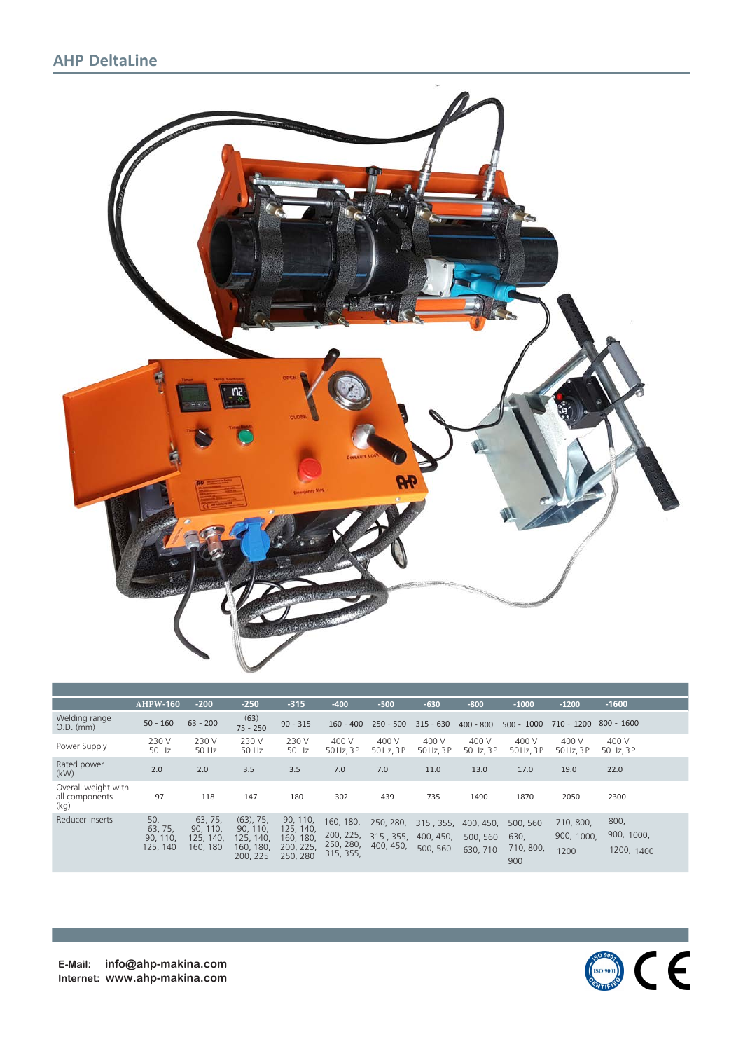## AHP DeltaLine

| | AHPW-160 | -200 | -250 | -315 | -400 | -500 | -630 | -800 | -1000 | -1200 | -1600 |
|---|---|---|---|---|---|---|---|---|---|---|---|
| Welding range O.D. (mm) | 50 - 160 | 63 - 200 | (63) 75 - 250 | 90 - 315 | 160 - 400 | 250 - 500 | 315 - 630 | 400 - 800 | 500 - 1000 | 710 - 1200 | 800 - 1600 |
| Power Supply | 230 V 50 Hz | 230 V 50 Hz | 230 V 50 Hz | 230 V 50 Hz | 400 V 50Hz, 3P | 400 V 50Hz, 3P | 400 V 50Hz, 3P | 400 V 50Hz, 3P | 400 V 50Hz, 3P | 400 V 50Hz, 3P | 400 V 50Hz, 3P |
| Rated power (kW) | 2.0 | 2.0 | 3.5 | 3.5 | 7.0 | 7.0 | 11.0 | 13.0 | 17.0 | 19.0 | 22.0 |
| Overall weight with all components (kg) | 97 | 118 | 147 | 180 | 302 | 439 | 735 | 1490 | 1870 | 2050 | 2300 |
| Reducer inserts | 50, 63, 75, 90, 110, 125, 140 | 63, 75, 90, 110, 125, 140, 160, 180 | (63), 75, 90, 110, 125, 140, 160, 180, 200, 225 | 90, 110, 125, 140, 160, 180, 200, 225, 250, 280 | 160, 180, 200, 225, 250, 280, 315, 355, | 250, 280, 315 , 355, 400, 450, | 315 , 355, 400, 450, 500, 560 | 400, 450, 500, 560 630, 710 | 500, 560 630, 710, 800, 900 | 710, 800, 900, 1000, 1200 | 800, 900, 1000, 1200, 1400 |

**E-Mail:** info@ahp-makina.com
**Internet:** www.ahp-makina.com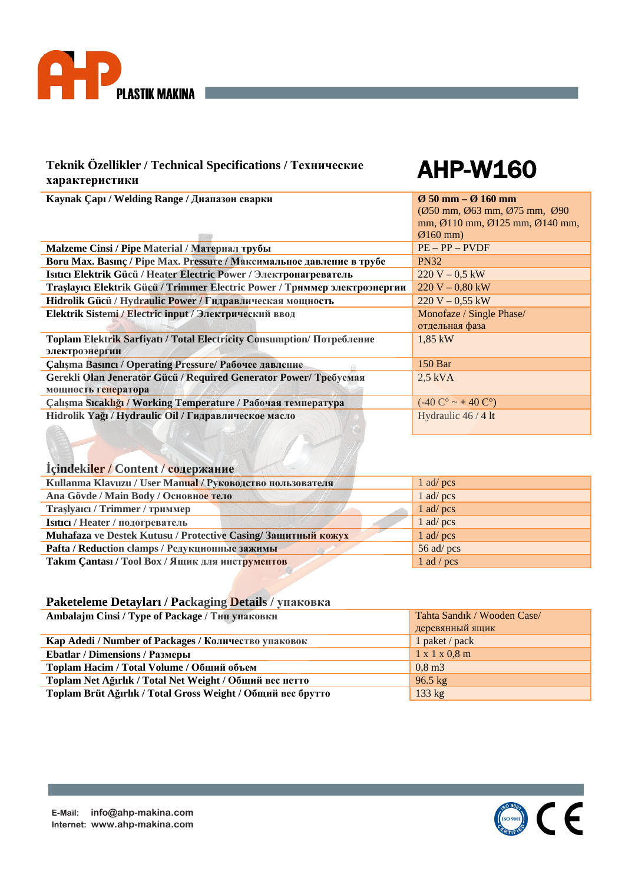# AHP-W160

## Teknik Özellikler / Technical Specifications / Технические характеристики

| | |
|---|---|
| Kaynak Çapı / Welding Range / Диапазон сварки | **Ø 50 mm – Ø 160 mm** (Ø50 mm, Ø63 mm, Ø75 mm, Ø90 mm, Ø110 mm, Ø125 mm, Ø140 mm, Ø160 mm) |
| Malzeme Cinsi / Pipe Material / Материал трубы | PE – PP – PVDF |
| Boru Max. Basınç / Pipe Max. Pressure / Максимальное давление в трубе | PN32 |
| Isıtıcı Elektrik Gücü / Heater Electric Power / Электронагреватель | 220 V – 0,5 kW |
| Traşlayıcı Elektrik Gücü / Trimmer Electric Power / Триммер электроэнергии | 220 V – 0,80 kW |
| Hidrolik Gücü / Hydraulic Power / Гидравлическая мощность | 220 V – 0,55 kW |
| Elektrik Sistemi / Electric input / Электрический ввод | Monofaze / Single Phase/ отдельная фаза |
| Toplam Elektrik Sarfiyatı / Total Electricity Consumption/ Потребление электроэнергии | 1,85 kW |
| Çalışma Basıncı / Operating Pressure/ Рабочее давление | 150 Bar |
| Gerekli Olan Jeneratör Gücü / Required Generator Power/ Требуемая мощность генератора | 2,5 kVA |
| Çalışma Sıcaklığı / Working Temperature / Рабочая температура | (-40 C° ~ + 40 C°) |
| Hidrolik Yağı / Hydraulic Oil / Гидравлическое масло | Hydraulic 46 / 4 lt |

## İçindekiler / Content / содержание

| | |
|---|---|
| Kullanma Klavuzu / User Manual / Руководство пользователя | 1 ad/ pcs |
| Ana Gövde / Main Body / Основное тело | 1 ad/ pcs |
| Traşlayıcı / Trimmer / триммер | 1 ad/ pcs |
| Isıtıcı / Heater / подогреватель | 1 ad/ pcs |
| Muhafaza ve Destek Kutusu / Protective Casing/ Защитный кожух | 1 ad/ pcs |
| Pafta / Reduction clamps / Редукционные зажимы | 56 ad/ pcs |
| Takım Çantası / Tool Box / Ящик для инструментов | 1 ad / pcs |

## Paketeleme Detayları / Packaging Details / упаковка

| | |
|---|---|
| Ambalajın Cinsi / Type of Package / Тип упаковки | Tahta Sandık / Wooden Case/ деревянный ящик |
| Kap Adedi / Number of Packages / Количество упаковок | 1 paket / pack |
| Ebatlar / Dimensions / Размеры | 1 x 1 x 0,8 m |
| Toplam Hacim / Total Volume / Общий объем | 0,8 m3 |
| Toplam Net Ağırlık / Total Net Weight / Общий вес нетто | 96.5 kg |
| Toplam Brüt Ağırlık / Total Gross Weight / Общий вес брутто | 133 kg |

E-Mail: info@ahp-makina.com
Internet: www.ahp-makina.com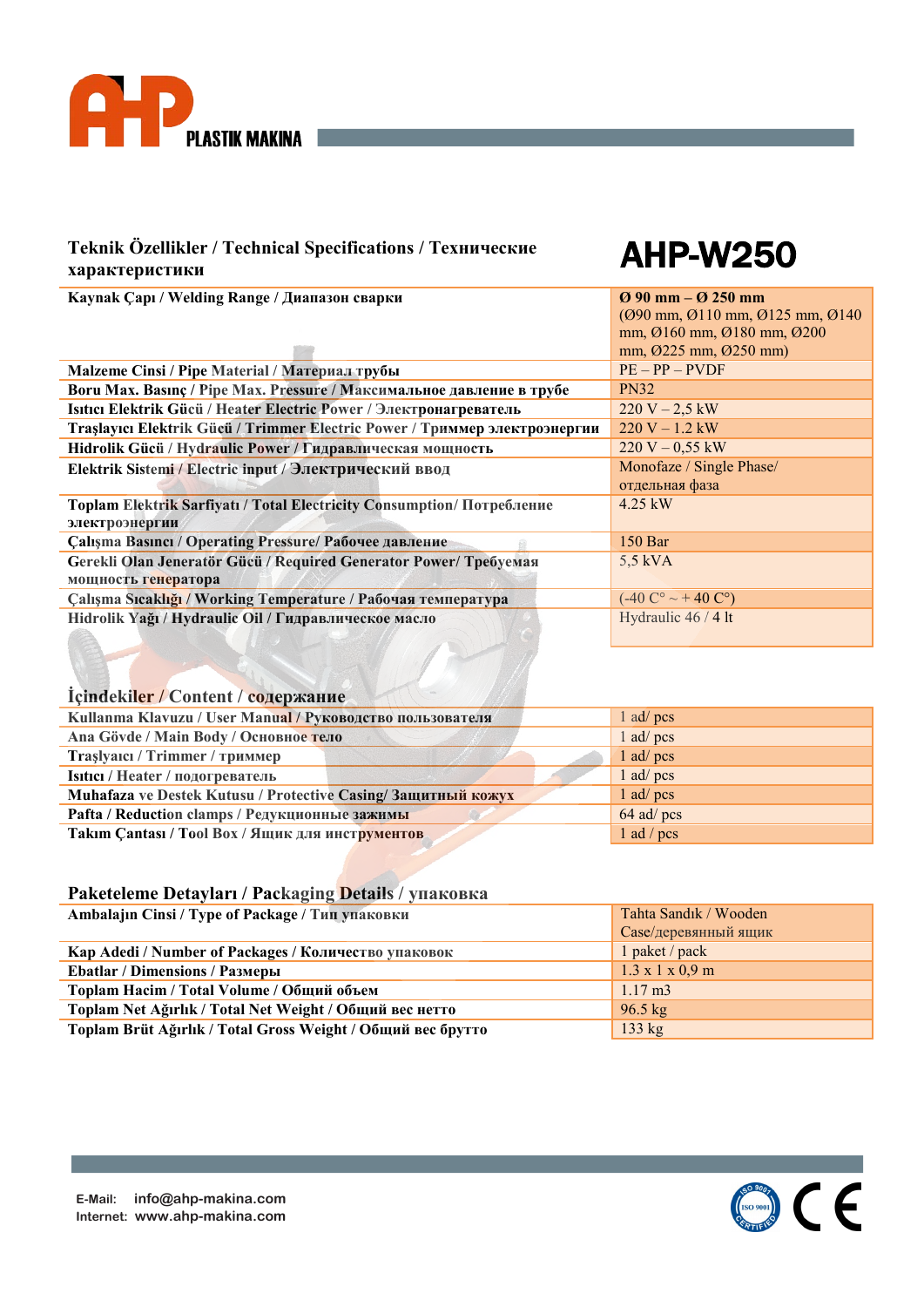# AHP-W250

## Teknik Özellikler / Technical Specifications / Технические характеристики

| | |
|---|---|
| Kaynak Çapı / Welding Range / Диапазон сварки | **Ø 90 mm – Ø 250 mm** (Ø90 mm, Ø110 mm, Ø125 mm, Ø140 mm, Ø160 mm, Ø180 mm, Ø200 mm, Ø225 mm, Ø250 mm) |
| Malzeme Cinsi / Pipe Material / Материал трубы | PE – PP – PVDF |
| Boru Max. Basınç / Pipe Max. Pressure / Максимальное давление в трубе | PN32 |
| Isıtıcı Elektrik Gücü / Heater Electric Power / Электронагреватель | 220 V – 2,5 kW |
| Traşlayıcı Elektrik Gücü / Trimmer Electric Power / Триммер электроэнергии | 220 V – 1.2 kW |
| Hidrolik Gücü / Hydraulic Power / Гидравлическая мощность | 220 V – 0,55 kW |
| Elektrik Sistemi / Electric input / Электрический ввод | Monofaze / Single Phase/ отдельная фаза |
| Toplam Elektrik Sarfiyatı / Total Electricity Consumption/ Потребление электроэнергии | 4.25 kW |
| Çalışma Basıncı / Operating Pressure/ Рабочее давление | 150 Bar |
| Gerekli Olan Jeneratör Gücü / Required Generator Power/ Требуемая мощность генератора | 5,5 kVA |
| Çalışma Sıcaklığı / Working Temperature / Рабочая температура | (-40 C° ~ + 40 C°) |
| Hidrolik Yağı / Hydraulic Oil / Гидравлическое масло | Hydraulic 46 / 4 lt |

## İçindekiler / Content / содержание

| | |
|---|---|
| Kullanma Klavuzu / User Manual / Руководство пользователя | 1 ad/ pcs |
| Ana Gövde / Main Body / Основное тело | 1 ad/ pcs |
| Traşlayıcı / Trimmer / триммер | 1 ad/ pcs |
| Isıtıcı / Heater / подогреватель | 1 ad/ pcs |
| Muhafaza ve Destek Kutusu / Protective Casing/ Защитный кожух | 1 ad/ pcs |
| Pafta / Reduction clamps / Редукционные зажимы | 64 ad/ pcs |
| Takım Çantası / Tool Box / Ящик для инструментов | 1 ad / pcs |

## Paketeleme Detayları / Packaging Details / упаковка

| | |
|---|---|
| Ambalajın Cinsi / Type of Package / Тип упаковки | Tahta Sandık / Wooden Case/деревянный ящик |
| Kap Adedi / Number of Packages / Количество упаковок | 1 paket / pack |
| Ebatlar / Dimensions / Размеры | 1.3 x 1 x 0,9 m |
| Toplam Hacim / Total Volume / Общий объем | 1.17 m3 |
| Toplam Net Ağırlık / Total Net Weight / Общий вес нетто | 96.5 kg |
| Toplam Brüt Ağırlık / Total Gross Weight / Общий вес брутто | 133 kg |

E-Mail: info@ahp-makina.com
Internet: www.ahp-makina.com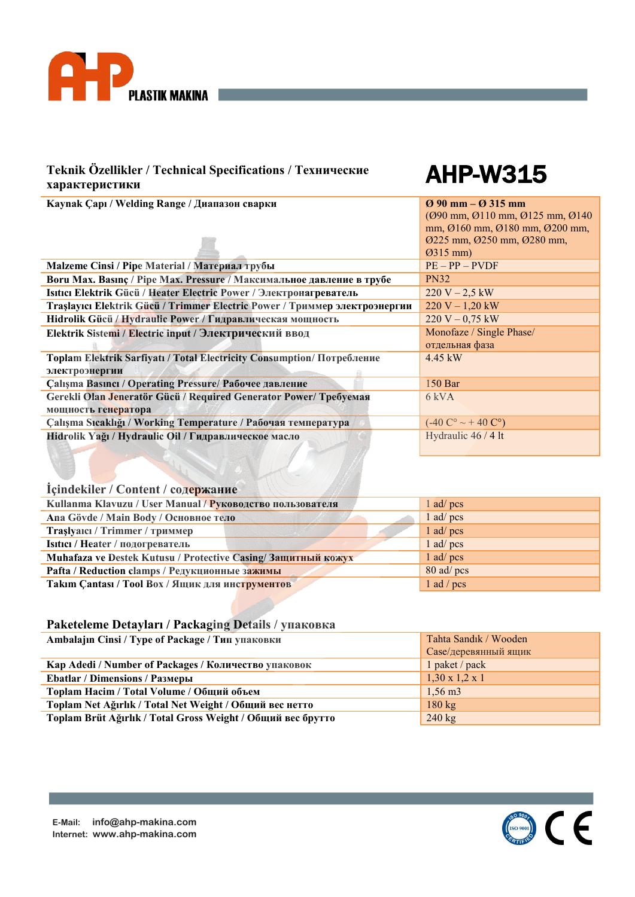## AHP-W315

### Teknik Özellikler / Technical Specifications / Технические характеристики

| | |
|---|---|
| Kaynak Çapı / Welding Range / Диапазон сварки | **Ø 90 mm – Ø 315 mm** (Ø90 mm, Ø110 mm, Ø125 mm, Ø140 mm, Ø160 mm, Ø180 mm, Ø200 mm, Ø225 mm, Ø250 mm, Ø280 mm, Ø315 mm) |
| Malzeme Cinsi / Pipe Material / Материал трубы | PE – PP – PVDF |
| Boru Max. Basınç / Pipe Max. Pressure / Максимальное давление в трубе | PN32 |
| Isıtıcı Elektrik Gücü / Heater Electric Power / Электронагреватель | 220 V – 2,5 kW |
| Traşlayıcı Elektrik Gücü / Trimmer Electric Power / Триммер электроэнергии | 220 V – 1,20 kW |
| Hidrolik Gücü / Hydraulic Power / Гидравлическая мощность | 220 V – 0,75 kW |
| Elektrik Sistemi / Electric input / Электрический ввод | Monofaze / Single Phase/ отдельная фаза |
| Toplam Elektrik Sarfiyatı / Total Electricity Consumption/ Потребление электроэнергии | 4.45 kW |
| Çalışma Basıncı / Operating Pressure/ Рабочее давление | 150 Bar |
| Gerekli Olan Jeneratör Gücü / Required Generator Power/ Требуемая мощность генератора | 6 kVA |
| Çalışma Sıcaklığı / Working Temperature / Рабочая температура | (-40 C° ~ + 40 C°) |
| Hidrolik Yağı / Hydraulic Oil / Гидравлическое масло | Hydraulic 46 / 4 lt |

### İçindekiler / Content / содержание

| | |
|---|---|
| Kullanma Klavuzu / User Manual / Руководство пользователя | 1 ad/ pcs |
| Ana Gövde / Main Body / Основное тело | 1 ad/ pcs |
| Traşlyaıcı / Trimmer / триммер | 1 ad/ pcs |
| Isıtıcı / Heater / подогреватель | 1 ad/ pcs |
| Muhafaza ve Destek Kutusu / Protective Casing/ Защитный кожух | 1 ad/ pcs |
| Pafta / Reduction clamps / Редукционные зажимы | 80 ad/ pcs |
| Takım Çantası / Tool Box / Ящик для инструментов | 1 ad / pcs |

### Paketeleme Detayları / Packaging Details / упаковка

| | |
|---|---|
| Ambalajın Cinsi / Type of Package / Тип упаковки | Tahta Sandık / Wooden Case/деревянный ящик |
| Kap Adedi / Number of Packages / Количество упаковок | 1 paket / pack |
| Ebatlar / Dimensions / Размеры | 1,30 x 1,2 x 1 |
| Toplam Hacim / Total Volume / Общий объем | 1,56 m3 |
| Toplam Net Ağırlık / Total Net Weight / Общий вес нетто | 180 kg |
| Toplam Brüt Ağırlık / Total Gross Weight / Общий вес брутто | 240 kg |

E-Mail: info@ahp-makina.com
Internet: www.ahp-makina.com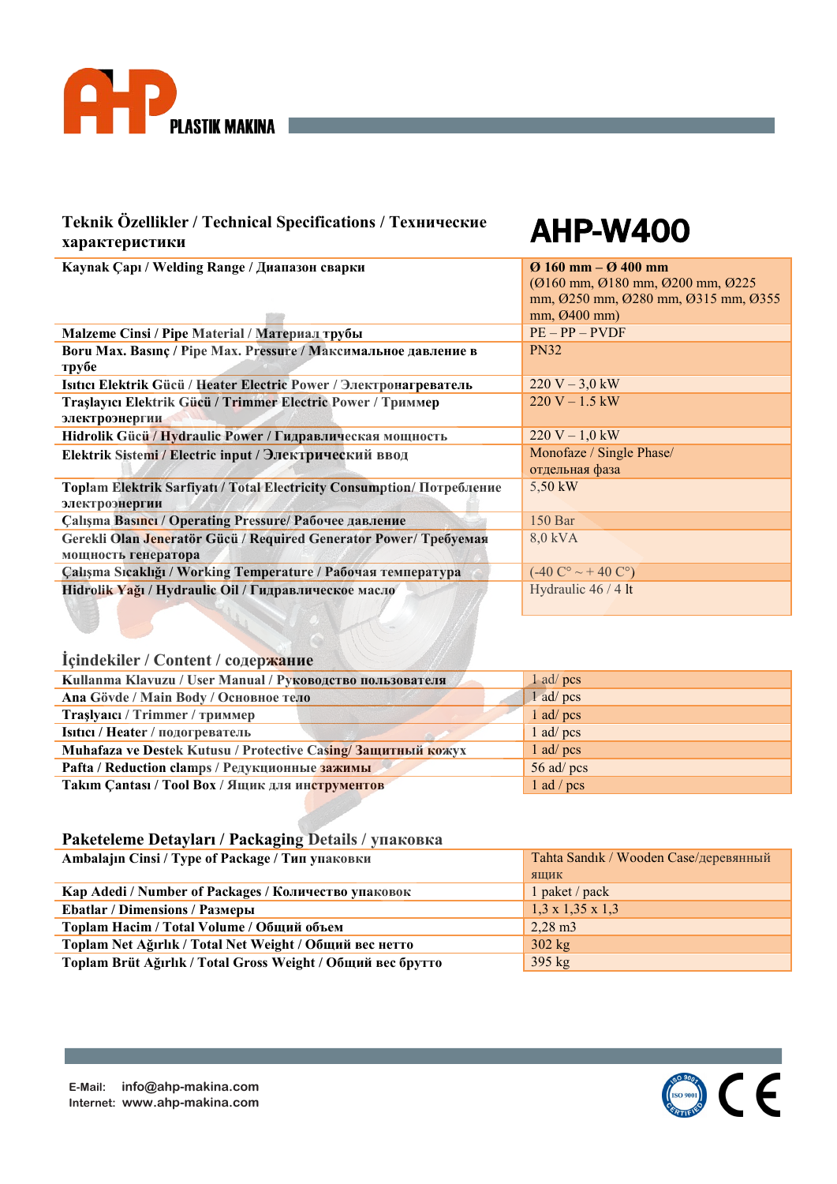PLASTIK MAKINA

## Teknik Özellikler / Technical Specifications / Технические характеристики

# AHP-W400

| Teknik Özellikler / Technical Specifications / Технические характеристики | AHP-W400 |
|---|---|
| Kaynak Çapı / Welding Range / Диапазон сварки | **Ø 160 mm – Ø 400 mm** (Ø160 mm, Ø180 mm, Ø200 mm, Ø225 mm, Ø250 mm, Ø280 mm, Ø315 mm, Ø355 mm, Ø400 mm) |
| Malzeme Cinsi / Pipe Material / Материал трубы | PE – PP – PVDF |
| Boru Max. Basınç / Pipe Max. Pressure / Максимальное давление в трубе | PN32 |
| Isıtıcı Elektrik Gücü / Heater Electric Power / Электронагреватель | 220 V – 3,0 kW |
| Traşlayıcı Elektrik Gücü / Trimmer Electric Power / Триммер электроэнергии | 220 V – 1.5 kW |
| Hidrolik Gücü / Hydraulic Power / Гидравлическая мощность | 220 V – 1,0 kW |
| Elektrik Sistemi / Electric input / Электрический ввод | Monofaze / Single Phase/ отдельная фаза |
| Toplam Elektrik Sarfiyatı / Total Electricity Consumption/ Потребление электроэнергии | 5,50 kW |
| Çalışma Basıncı / Operating Pressure/ Рабочее давление | 150 Bar |
| Gerekli Olan Jeneratör Gücü / Required Generator Power/ Требуемая мощность генератора | 8,0 kVA |
| Çalışma Sıcaklığı / Working Temperature / Рабочая температура | (-40 C° ~ + 40 C°) |
| Hidrolik Yağı / Hydraulic Oil / Гидравлическое масло | Hydraulic 46 / 4 lt |

## İçindekiler / Content / содержание

| İçindekiler / Content / содержание | |
|---|---|
| Kullanma Klavuzu / User Manual / Руководство пользователя | 1 ad/ pcs |
| Ana Gövde / Main Body / Основное тело | 1 ad/ pcs |
| Traşlayıcı / Trimmer / триммер | 1 ad/ pcs |
| Isıtıcı / Heater / подогреватель | 1 ad/ pcs |
| Muhafaza ve Destek Kutusu / Protective Casing/ Защитный кожух | 1 ad/ pcs |
| Pafta / Reduction clamps / Редукционные зажимы | 56 ad/ pcs |
| Takım Çantası / Tool Box / Ящик для инструментов | 1 ad / pcs |

## Paketeleme Detayları / Packaging Details / упаковка

| Paketeleme Detayları / Packaging Details / упаковка | |
|---|---|
| Ambalajın Cinsi / Type of Package / Тип упаковки | Tahta Sandık / Wooden Case/деревянный ящик |
| Kap Adedi / Number of Packages / Количество упаковок | 1 paket / pack |
| Ebatlar / Dimensions / Размеры | 1,3 x 1,35 x 1,3 |
| Toplam Hacim / Total Volume / Общий объем | 2,28 m3 |
| Toplam Net Ağırlık / Total Net Weight / Общий вес нетто | 302 kg |
| Toplam Brüt Ağırlık / Total Gross Weight / Общий вес брутто | 395 kg |

E-Mail: info@ahp-makina.com
Internet: www.ahp-makina.com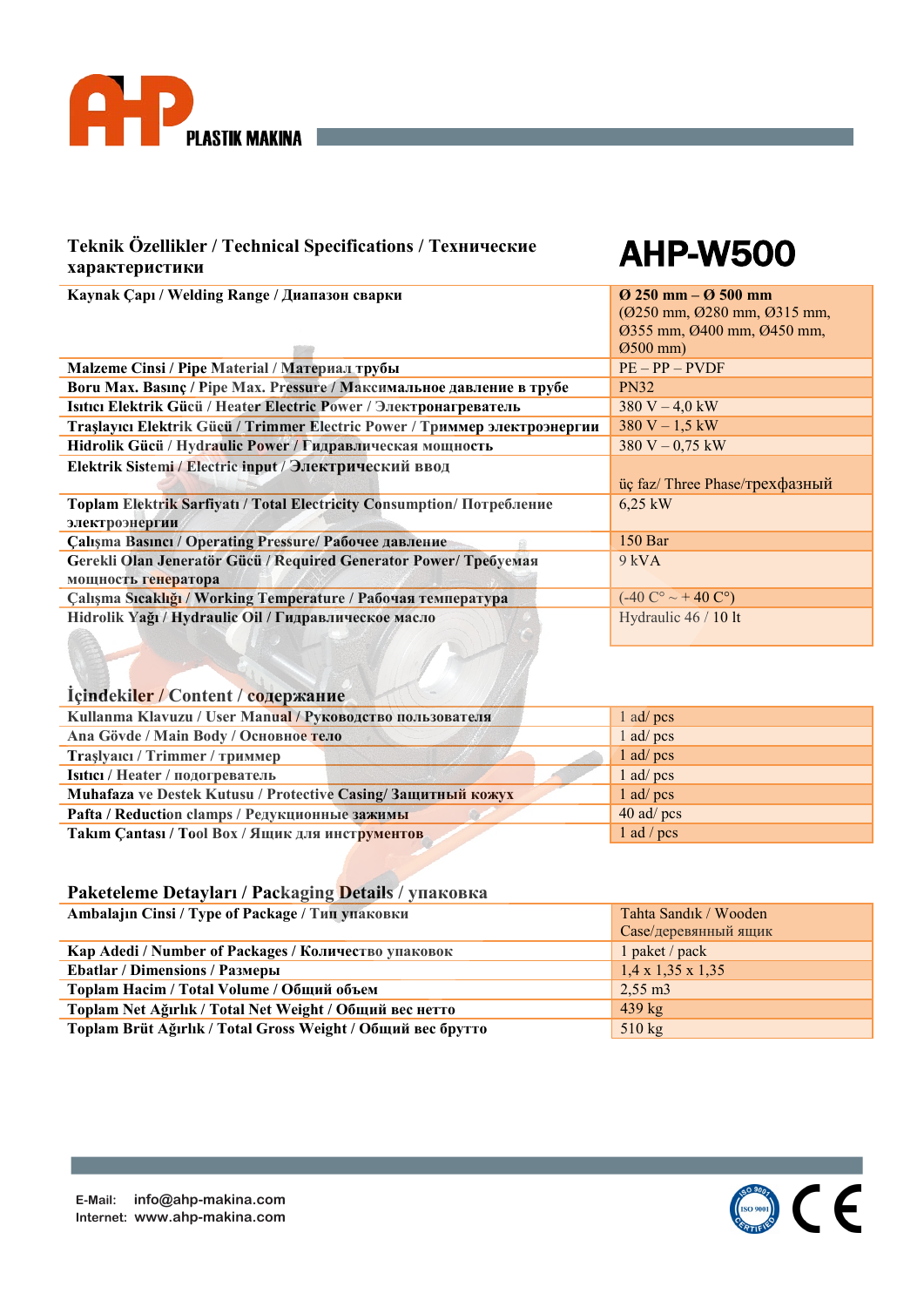AHP PLASTIK MAKINA

## Teknik Özellikler / Technical Specifications / Технические характеристики

# AHP-W500

| Teknik Özellikler / Technical Specifications / Технические характеристики | AHP-W500 |
|---|---|
| Kaynak Çapı / Welding Range / Диапазон сварки | **Ø 250 mm – Ø 500 mm** (Ø250 mm, Ø280 mm, Ø315 mm, Ø355 mm, Ø400 mm, Ø450 mm, Ø500 mm) |
| Malzeme Cinsi / Pipe Material / Материал трубы | PE – PP – PVDF |
| Boru Max. Basınç / Pipe Max. Pressure / Максимальное давление в трубе | PN32 |
| Isıtıcı Elektrik Gücü / Heater Electric Power / Электронагреватель | 380 V – 4,0 kW |
| Traşlayıcı Elektrik Gücü / Trimmer Electric Power / Триммер электроэнергии | 380 V – 1,5 kW |
| Hidrolik Gücü / Hydraulic Power / Гидравлическая мощность | 380 V – 0,75 kW |
| Elektrik Sistemi / Electric input / Электрический ввод | üç faz/ Three Phase/трехфазный |
| Toplam Elektrik Sarfiyatı / Total Electricity Consumption/ Потребление электроэнергии | 6,25 kW |
| Çalışma Basıncı / Operating Pressure/ Рабочее давление | 150 Bar |
| Gerekli Olan Jeneratör Gücü / Required Generator Power/ Требуемая мощность генератора | 9 kVA |
| Çalışma Sıcaklığı / Working Temperature / Рабочая температура | (-40 C° ~ + 40 C°) |
| Hidrolik Yağı / Hydraulic Oil / Гидравлическое масло | Hydraulic 46 / 10 lt |

## İçindekiler / Content / содержание

| İçindekiler / Content / содержание | |
|---|---|
| Kullanma Klavuzu / User Manual / Руководство пользователя | 1 ad/ pcs |
| Ana Gövde / Main Body / Основное тело | 1 ad/ pcs |
| Traşlayıcı / Trimmer / триммер | 1 ad/ pcs |
| Isıtıcı / Heater / подогреватель | 1 ad/ pcs |
| Muhafaza ve Destek Kutusu / Protective Casing/ Защитный кожух | 1 ad/ pcs |
| Pafta / Reduction clamps / Редукционные зажимы | 40 ad/ pcs |
| Takım Çantası / Tool Box / Ящик для инструментов | 1 ad / pcs |

## Paketeleme Detayları / Packaging Details / упаковка

| Paketeleme Detayları / Packaging Details / упаковка | |
|---|---|
| Ambalajın Cinsi / Type of Package / Тип упаковки | Tahta Sandık / Wooden Case/деревянный ящик |
| Kap Adedi / Number of Packages / Количество упаковок | 1 paket / pack |
| Ebatlar / Dimensions / Размеры | 1,4 x 1,35 x 1,35 |
| Toplam Hacim / Total Volume / Общий объем | 2,55 m3 |
| Toplam Net Ağırlık / Total Net Weight / Общий вес нетто | 439 kg |
| Toplam Brüt Ağırlık / Total Gross Weight / Общий вес брутто | 510 kg |

E-Mail: info@ahp-makina.com
Internet: www.ahp-makina.com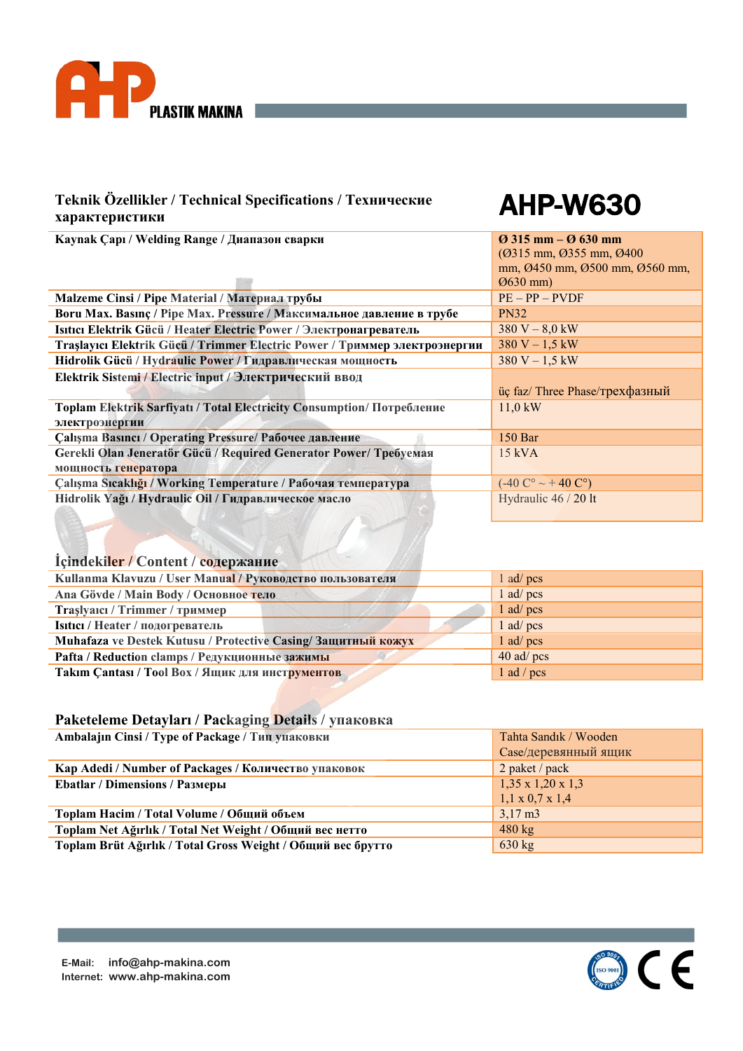# AHP-W630

## Teknik Özellikler / Technical Specifications / Технические характеристики

| Teknik Özellikler / Technical Specifications / Технические характеристики | AHP-W630 |
|---|---|
| Kaynak Çapı / Welding Range / Диапазон сварки | **Ø 315 mm – Ø 630 mm** (Ø315 mm, Ø355 mm, Ø400 mm, Ø450 mm, Ø500 mm, Ø560 mm, Ø630 mm) |
| Malzeme Cinsi / Pipe Material / Материал трубы | PE – PP – PVDF |
| Boru Max. Basınç / Pipe Max. Pressure / Максимальное давление в трубе | PN32 |
| Isıtıcı Elektrik Gücü / Heater Electric Power / Электронагреватель | 380 V – 8,0 kW |
| Traşlayıcı Elektrik Gücü / Trimmer Electric Power / Триммер электроэнергии | 380 V – 1,5 kW |
| Hidrolik Gücü / Hydraulic Power / Гидравлическая мощность | 380 V – 1,5 kW |
| Elektrik Sistemi / Electric input / Электрический ввод | üç faz/ Three Phase/трехфазный |
| Toplam Elektrik Sarfiyatı / Total Electricity Consumption/ Потребление электроэнергии | 11,0 kW |
| Çalışma Basıncı / Operating Pressure/ Рабочее давление | 150 Bar |
| Gerekli Olan Jeneratör Gücü / Required Generator Power/ Требуемая мощность генератора | 15 kVA |
| Çalışma Sıcaklığı / Working Temperature / Рабочая температура | (-40 C° ~ + 40 C°) |
| Hidrolik Yağı / Hydraulic Oil / Гидравлическое масло | Hydraulic 46 / 20 lt |

## İçindekiler / Content / содержание

| İçindekiler / Content / содержание | |
|---|---|
| Kullanma Klavuzu / User Manual / Руководство пользователя | 1 ad/ pcs |
| Ana Gövde / Main Body / Основное тело | 1 ad/ pcs |
| Traşlyaıcı / Trimmer / триммер | 1 ad/ pcs |
| Isıtıcı / Heater / подогреватель | 1 ad/ pcs |
| Muhafaza ve Destek Kutusu / Protective Casing/ Защитный кожух | 1 ad/ pcs |
| Pafta / Reduction clamps / Редукционные зажимы | 40 ad/ pcs |
| Takım Çantası / Tool Box / Ящик для инструментов | 1 ad / pcs |

## Paketeleme Detayları / Packaging Details / упаковка

| Paketeleme Detayları / Packaging Details / упаковка | |
|---|---|
| Ambalajın Cinsi / Type of Package / Тип упаковки | Tahta Sandık / Wooden Case/деревянный ящик |
| Kap Adedi / Number of Packages / Количество упаковок | 2 paket / pack |
| Ebatlar / Dimensions / Размеры | 1,35 x 1,20 x 1,3<br>1,1 x 0,7 x 1,4 |
| Toplam Hacim / Total Volume / Общий объем | 3,17 m3 |
| Toplam Net Ağırlık / Total Net Weight / Общий вес нетто | 480 kg |
| Toplam Brüt Ağırlık / Total Gross Weight / Общий вес брутто | 630 kg |

E-Mail: info@ahp-makina.com
Internet: www.ahp-makina.com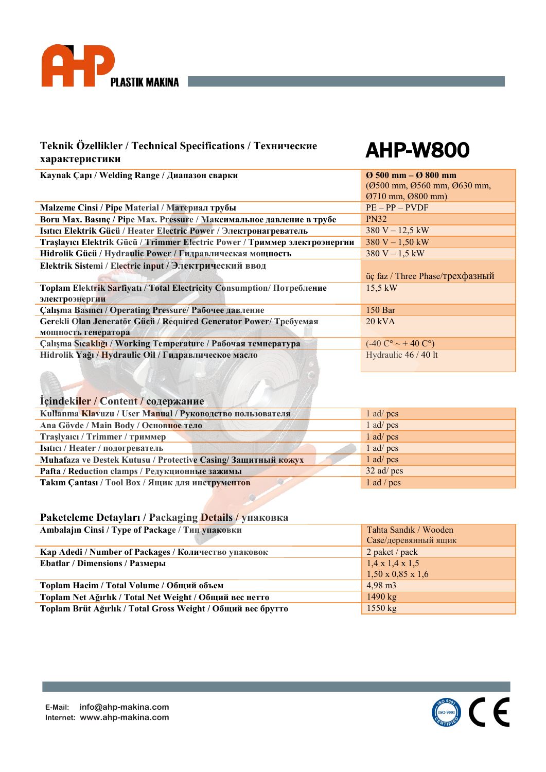# AHP PLASTIK MAKINA

## Teknik Özellikler / Technical Specifications / Технические характеристики

# AHP-W800

| | |
|---|---|
| **Kaynak Çapı / Welding Range / Диапазон сварки** | **Ø 500 mm – Ø 800 mm** (Ø500 mm, Ø560 mm, Ø630 mm, Ø710 mm, Ø800 mm) |
| **Malzeme Cinsi / Pipe Material / Материал трубы** | PE – PP – PVDF |
| **Boru Max. Basınç / Pipe Max. Pressure / Максимальное давление в трубе** | PN32 |
| **Isıtıcı Elektrik Gücü / Heater Electric Power / Электронагреватель** | 380 V – 12,5 kW |
| **Traşlayıcı Elektrik Gücü / Trimmer Electric Power / Триммер электроэнергии** | 380 V – 1,50 kW |
| **Hidrolik Gücü / Hydraulic Power / Гидравлическая мощность** | 380 V – 1,5 kW |
| **Elektrik Sistemi / Electric input / Электрический ввод** | üç faz / Three Phase/трехфазный |
| **Toplam Elektrik Sarfiyatı / Total Electricity Consumption/ Потребление электроэнергии** | 15,5 kW |
| **Çalışma Basıncı / Operating Pressure/ Рабочее давление** | 150 Bar |
| **Gerekli Olan Jeneratör Gücü / Required Generator Power/ Требуемая мощность генератора** | 20 kVA |
| **Çalışma Sıcaklığı / Working Temperature / Рабочая температура** | (-40 C° ~ + 40 C°) |
| **Hidrolik Yağı / Hydraulic Oil / Гидравлическое масло** | Hydraulic 46 / 40 lt |

## İçindekiler / Content / содержание

| | |
|---|---|
| **Kullanma Klavuzu / User Manual / Руководство пользователя** | 1 ad/ pcs |
| **Ana Gövde / Main Body / Основное тело** | 1 ad/ pcs |
| **Traşlyaıcı / Trimmer / триммер** | 1 ad/ pcs |
| **Isıtıcı / Heater / подогреватель** | 1 ad/ pcs |
| **Muhafaza ve Destek Kutusu / Protective Casing/ Защитный кожух** | 1 ad/ pcs |
| **Pafta / Reduction clamps / Редукционные зажимы** | 32 ad/ pcs |
| **Takım Çantası / Tool Box / Ящик для инструментов** | 1 ad / pcs |

## Paketeleme Detayları / Packaging Details / упаковка

| | |
|---|---|
| **Ambalajın Cinsi / Type of Package / Тип упаковки** | Tahta Sandık / Wooden Case/деревянный ящик |
| **Kap Adedi / Number of Packages / Количество упаковок** | 2 paket / pack |
| **Ebatlar / Dimensions / Размеры** | 1,4 x 1,4 x 1,5<br>1,50 x 0,85 x 1,6 |
| **Toplam Hacim / Total Volume / Общий объем** | 4,98 m3 |
| **Toplam Net Ağırlık / Total Net Weight / Общий вес нетто** | 1490 kg |
| **Toplam Brüt Ağırlık / Total Gross Weight / Общий вес брутто** | 1550 kg |

E-Mail: info@ahp-makina.com
Internet: www.ahp-makina.com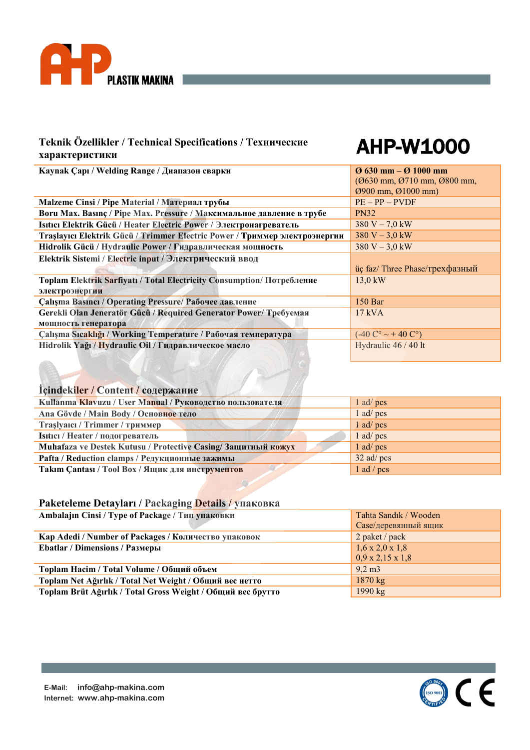AHP PLASTIK MAKINA

## Teknik Özellikler / Technical Specifications / Технические характеристики

# AHP-W1000

| | |
|---|---|
| **Kaynak Çapı / Welding Range / Диапазон сварки** | **Ø 630 mm – Ø 1000 mm** (Ø630 mm, Ø710 mm, Ø800 mm, Ø900 mm, Ø1000 mm) |
| **Malzeme Cinsi / Pipe Material / Материал трубы** | PE – PP – PVDF |
| **Boru Max. Basınç / Pipe Max. Pressure / Максимальное давление в трубе** | PN32 |
| **Isıtıcı Elektrik Gücü / Heater Electric Power / Электронагреватель** | 380 V – 7,0 kW |
| **Traşlayıcı Elektrik Gücü / Trimmer Electric Power / Триммер электроэнергии** | 380 V – 3,0 kW |
| **Hidrolik Gücü / Hydraulic Power / Гидравлическая мощность** | 380 V – 3,0 kW |
| **Elektrik Sistemi / Electric input / Электрический ввод** | üç faz/ Three Phase/трехфазный |
| **Toplam Elektrik Sarfiyatı / Total Electricity Consumption/ Потребление электроэнергии** | 13,0 kW |
| **Çalışma Basıncı / Operating Pressure/ Рабочее давление** | 150 Bar |
| **Gerekli Olan Jeneratör Gücü / Required Generator Power/ Требуемая мощность генератора** | 17 kVA |
| **Çalışma Sıcaklığı / Working Temperature / Рабочая температура** | (-40 C° ~ + 40 C°) |
| **Hidrolik Yağı / Hydraulic Oil / Гидравлическое масло** | Hydraulic 46 / 40 lt |

## İçindekiler / Content / содержание

| | |
|---|---|
| **Kullanma Klavuzu / User Manual / Руководство пользователя** | 1 ad/ pcs |
| **Ana Gövde / Main Body / Основное тело** | 1 ad/ pcs |
| **Traşlayıcı / Trimmer / триммер** | 1 ad/ pcs |
| **Isıtıcı / Heater / подогреватель** | 1 ad/ pcs |
| **Muhafaza ve Destek Kutusu / Protective Casing/ Защитный кожух** | 1 ad/ pcs |
| **Pafta / Reduction clamps / Редукционные зажимы** | 32 ad/ pcs |
| **Takım Çantası / Tool Box / Ящик для инструментов** | 1 ad / pcs |

## Paketeleme Detayları / Packaging Details / упаковка

| | |
|---|---|
| **Ambalajın Cinsi / Type of Package / Тип упаковки** | Tahta Sandık / Wooden Case/деревянный ящик |
| **Kap Adedi / Number of Packages / Количество упаковок** | 2 paket / pack |
| **Ebatlar / Dimensions / Размеры** | 1,6 x 2,0 x 1,8<br>0,9 x 2,15 x 1,8 |
| **Toplam Hacim / Total Volume / Общий объем** | 9,2 m3 |
| **Toplam Net Ağırlık / Total Net Weight / Общий вес нетто** | 1870 kg |
| **Toplam Brüt Ağırlık / Total Gross Weight / Общий вес брутто** | 1990 kg |

E-Mail: info@ahp-makina.com
Internet: www.ahp-makina.com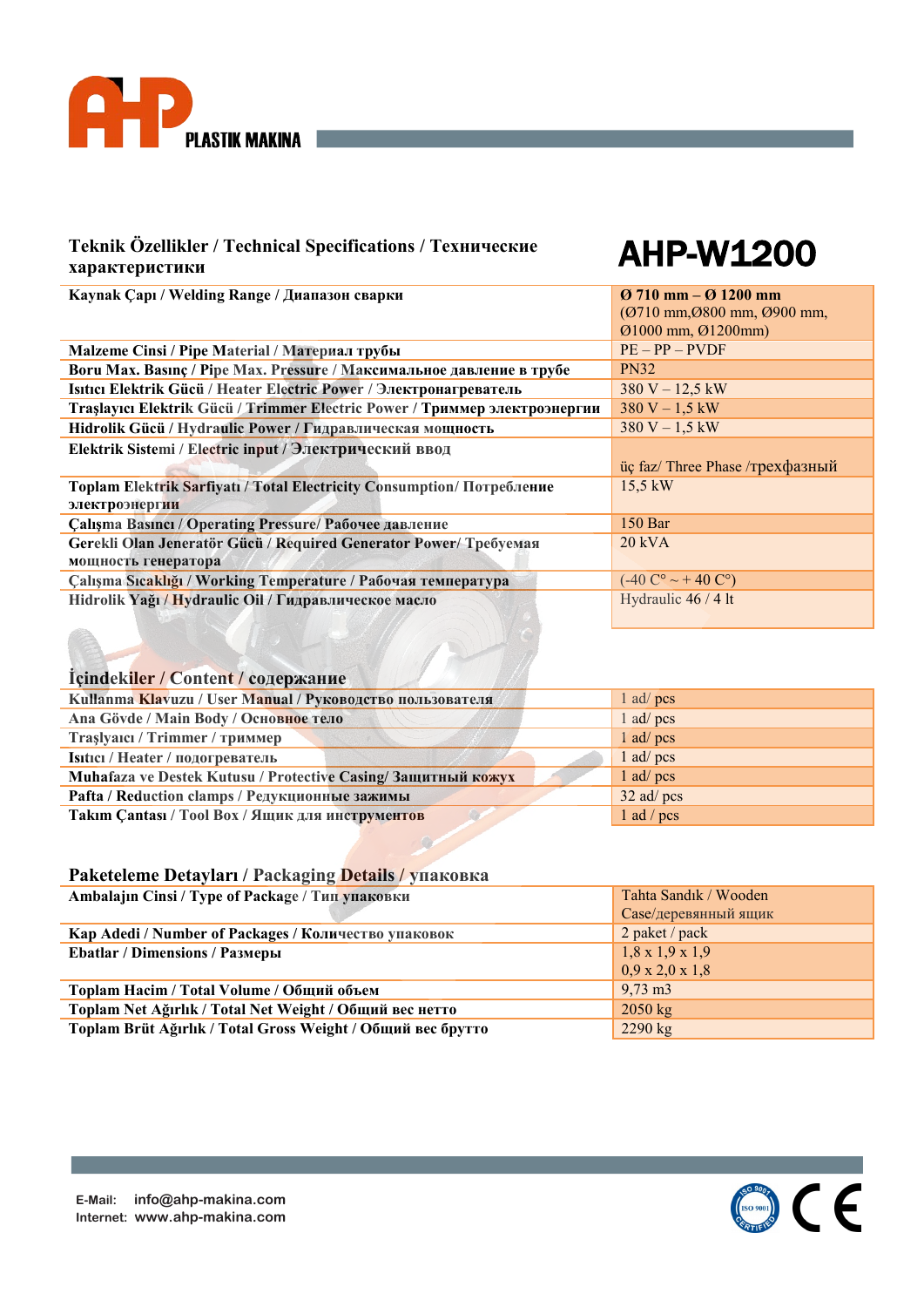AHP PLASTIK MAKINA

## Teknik Özellikler / Technical Specifications / Технические характеристики

# AHP-W1200

| | |
|---|---|
| **Kaynak Çapı / Welding Range / Диапазон сварки** | **Ø 710 mm – Ø 1200 mm** (Ø710 mm,Ø800 mm, Ø900 mm, Ø1000 mm, Ø1200mm) |
| **Malzeme Cinsi / Pipe Material / Материал трубы** | PE – PP – PVDF |
| **Boru Max. Basınç / Pipe Max. Pressure / Максимальное давление в трубе** | PN32 |
| **Isıtıcı Elektrik Gücü / Heater Electric Power / Электронагреватель** | 380 V – 12,5 kW |
| **Traşlayıcı Elektrik Gücü / Trimmer Electric Power / Триммер электроэнергии** | 380 V – 1,5 kW |
| **Hidrolik Gücü / Hydraulic Power / Гидравлическая мощность** | 380 V – 1,5 kW |
| **Elektrik Sistemi / Electric input / Электрический ввод** | üç faz/ Three Phase /трехфазный |
| **Toplam Elektrik Sarfiyatı / Total Electricity Consumption/ Потребление электроэнергии** | 15,5 kW |
| **Çalışma Basıncı / Operating Pressure/ Рабочее давление** | 150 Bar |
| **Gerekli Olan Jeneratör Gücü / Required Generator Power/ Требуемая мощность генератора** | 20 kVA |
| **Çalışma Sıcaklığı / Working Temperature / Рабочая температура** | (-40 C° ~ + 40 C°) |
| **Hidrolik Yağı / Hydraulic Oil / Гидравлическое масло** | Hydraulic 46 / 4 lt |

## İçindekiler / Content / содержание

| | |
|---|---|
| **Kullanma Klavuzu / User Manual / Руководство пользователя** | 1 ad/ pcs |
| **Ana Gövde / Main Body / Основное тело** | 1 ad/ pcs |
| **Traşlayıcı / Trimmer / триммер** | 1 ad/ pcs |
| **Isıtıcı / Heater / подогреватель** | 1 ad/ pcs |
| **Muhafaza ve Destek Kutusu / Protective Casing/ Защитный кожух** | 1 ad/ pcs |
| **Pafta / Reduction clamps / Редукционные зажимы** | 32 ad/ pcs |
| **Takım Çantası / Tool Box / Ящик для инструментов** | 1 ad / pcs |

## Paketeleme Detayları / Packaging Details / упаковка

| | |
|---|---|
| **Ambalajın Cinsi / Type of Package / Тип упаковки** | Tahta Sandık / Wooden Case/деревянный ящик |
| **Kap Adedi / Number of Packages / Количество упаковок** | 2 paket / pack |
| **Ebatlar / Dimensions / Размеры** | 1,8 x 1,9 x 1,9<br>0,9 x 2,0 x 1,8 |
| **Toplam Hacim / Total Volume / Общий объем** | 9,73 m3 |
| **Toplam Net Ağırlık / Total Net Weight / Общий вес нетто** | 2050 kg |
| **Toplam Brüt Ağırlık / Total Gross Weight / Общий вес брутто** | 2290 kg |

E-Mail: info@ahp-makina.com
Internet: www.ahp-makina.com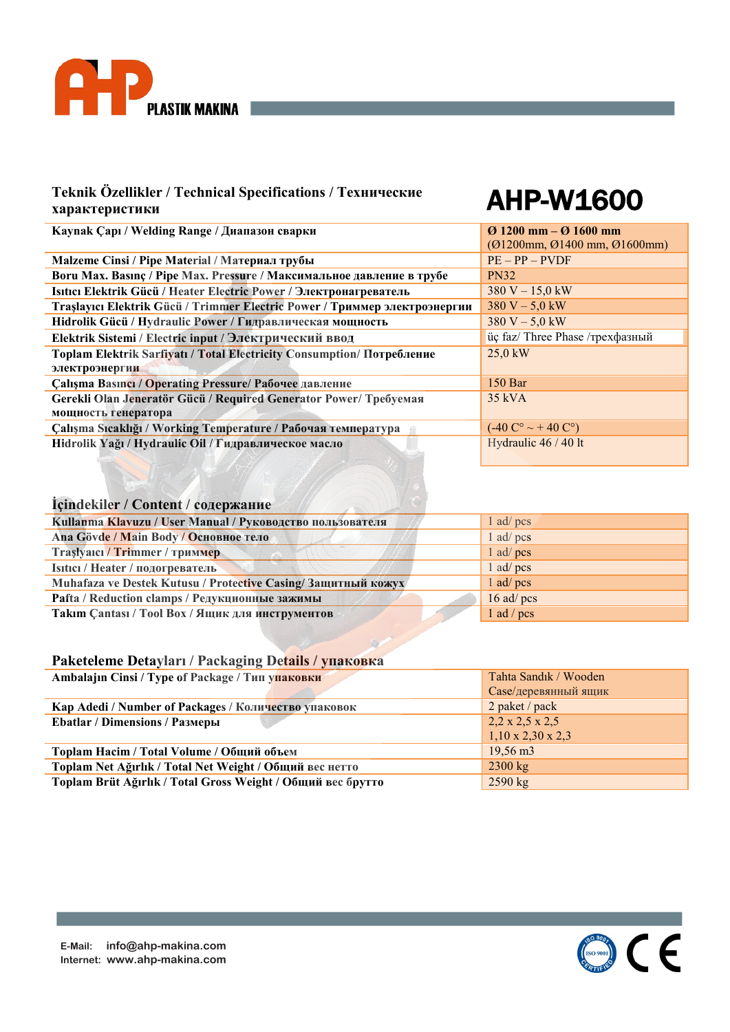AHP PLASTIK MAKINA

## Teknik Özellikler / Technical Specifications / Технические характеристики

# AHP-W1600

| | |
|---|---|
| Kaynak Çapı / Welding Range / Диапазон сварки | **Ø 1200 mm – Ø 1600 mm** (Ø1200mm, Ø1400 mm, Ø1600mm) |
| Malzeme Cinsi / Pipe Material / Материал трубы | PE – PP – PVDF |
| Boru Max. Basınç / Pipe Max. Pressure / Максимальное давление в трубе | PN32 |
| Isıtıcı Elektrik Gücü / Heater Electric Power / Электронагреватель | 380 V – 15,0 kW |
| Traşlayıcı Elektrik Gücü / Trimmer Electric Power / Триммер электроэнергии | 380 V – 5,0 kW |
| Hidrolik Gücü / Hydraulic Power / Гидравлическая мощность | 380 V – 5,0 kW |
| Elektrik Sistemi / Electric input / Электрический ввод | üç faz/ Three Phase /трехфазный |
| Toplam Elektrik Sarfiyatı / Total Electricity Consumption/ Потребление электроэнергии | 25,0 kW |
| Çalışma Basıncı / Operating Pressure/ Рабочее давление | 150 Bar |
| Gerekli Olan Jeneratör Gücü / Required Generator Power/ Требуемая мощность генератора | 35 kVA |
| Çalışma Sıcaklığı / Working Temperature / Рабочая температура | (-40 C° ~ + 40 C°) |
| Hidrolik Yağı / Hydraulic Oil / Гидравлическое масло | Hydraulic 46 / 40 lt |

## İçindekiler / Content / содержание

| | |
|---|---|
| Kullanma Klavuzu / User Manual / Руководство пользователя | 1 ad/ pcs |
| Ana Gövde / Main Body / Основное тело | 1 ad/ pcs |
| Traşlyaıcı / Trimmer / триммер | 1 ad/ pcs |
| Isıtıcı / Heater / подогреватель | 1 ad/ pcs |
| Muhafaza ve Destek Kutusu / Protective Casing/ Защитный кожух | 1 ad/ pcs |
| Pafta / Reduction clamps / Редукционные зажимы | 16 ad/ pcs |
| Takım Çantası / Tool Box / Ящик для инструментов | 1 ad / pcs |

## Paketeleme Detayları / Packaging Details / упаковка

| | |
|---|---|
| Ambalajın Cinsi / Type of Package / Тип упаковки | Tahta Sandık / Wooden Case/деревянный ящик |
| Kap Adedi / Number of Packages / Количество упаковок | 2 paket / pack |
| Ebatlar / Dimensions / Размеры | 2,2 x 2,5 x 2,5<br>1,10 x 2,30 x 2,3 |
| Toplam Hacim / Total Volume / Общий объем | 19,56 m3 |
| Toplam Net Ağırlık / Total Net Weight / Общий вес нетто | 2300 kg |
| Toplam Brüt Ağırlık / Total Gross Weight / Общий вес брутто | 2590 kg |

E-Mail: info@ahp-makina.com
Internet: www.ahp-makina.com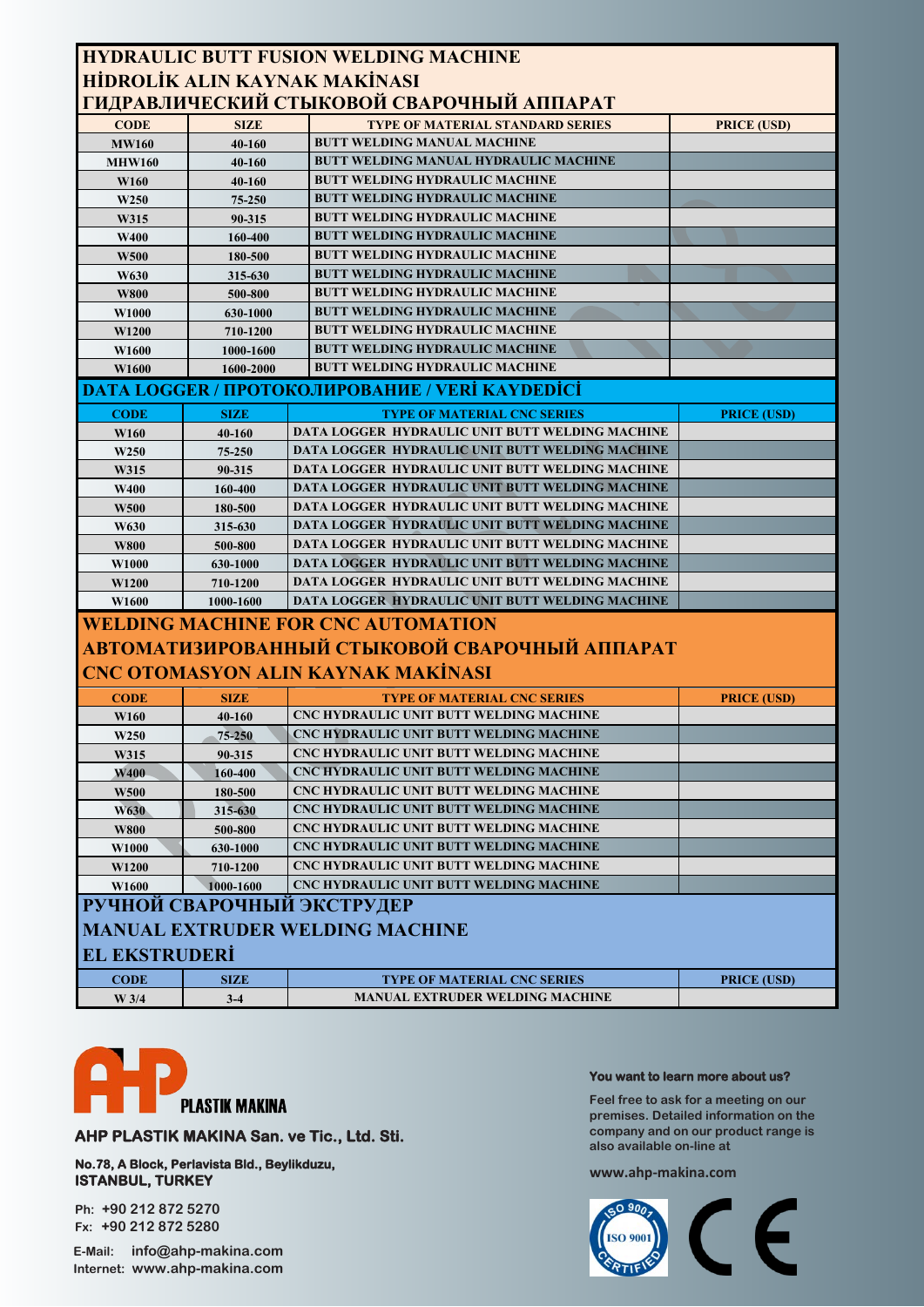## HYDRAULIC BUTT FUSION WELDING MACHINE
## HİDROLİK ALIN KAYNAK MAKİNASI
## ГИДРАВЛИЧЕСКИЙ СТЫКОВОЙ СВАРОЧНЫЙ АППАРАТ

| CODE | SIZE | TYPE OF MATERIAL STANDARD SERIES | PRICE (USD) |
|---|---|---|---|
| MW160 | 40-160 | BUTT WELDING MANUAL MACHINE | |
| MHW160 | 40-160 | BUTT WELDING MANUAL HYDRAULIC MACHINE | |
| W160 | 40-160 | BUTT WELDING HYDRAULIC MACHINE | |
| W250 | 75-250 | BUTT WELDING HYDRAULIC MACHINE | |
| W315 | 90-315 | BUTT WELDING HYDRAULIC MACHINE | |
| W400 | 160-400 | BUTT WELDING HYDRAULIC MACHINE | |
| W500 | 180-500 | BUTT WELDING HYDRAULIC MACHINE | |
| W630 | 315-630 | BUTT WELDING HYDRAULIC MACHINE | |
| W800 | 500-800 | BUTT WELDING HYDRAULIC MACHINE | |
| W1000 | 630-1000 | BUTT WELDING HYDRAULIC MACHINE | |
| W1200 | 710-1200 | BUTT WELDING HYDRAULIC MACHINE | |
| W1600 | 1000-1600 | BUTT WELDING HYDRAULIC MACHINE | |
| W1600 | 1600-2000 | BUTT WELDING HYDRAULIC MACHINE | |

## DATA LOGGER / ПРОТОКОЛИРОВАНИЕ / VERİ KAYDEDİCİ

| CODE | SIZE | TYPE OF MATERIAL CNC SERIES | PRICE (USD) |
|---|---|---|---|
| W160 | 40-160 | DATA LOGGER HYDRAULIC UNIT BUTT WELDING MACHINE | |
| W250 | 75-250 | DATA LOGGER HYDRAULIC UNIT BUTT WELDING MACHINE | |
| W315 | 90-315 | DATA LOGGER HYDRAULIC UNIT BUTT WELDING MACHINE | |
| W400 | 160-400 | DATA LOGGER HYDRAULIC UNIT BUTT WELDING MACHINE | |
| W500 | 180-500 | DATA LOGGER HYDRAULIC UNIT BUTT WELDING MACHINE | |
| W630 | 315-630 | DATA LOGGER HYDRAULIC UNIT BUTT WELDING MACHINE | |
| W800 | 500-800 | DATA LOGGER HYDRAULIC UNIT BUTT WELDING MACHINE | |
| W1000 | 630-1000 | DATA LOGGER HYDRAULIC UNIT BUTT WELDING MACHINE | |
| W1200 | 710-1200 | DATA LOGGER HYDRAULIC UNIT BUTT WELDING MACHINE | |
| W1600 | 1000-1600 | DATA LOGGER HYDRAULIC UNIT BUTT WELDING MACHINE | |

## WELDING MACHINE FOR CNC AUTOMATION
## АВТОМАТИЗИРОВАННЫЙ СТЫКОВОЙ СВАРОЧНЫЙ АППАРАТ
## CNC OTOMASYON ALIN KAYNAK MAKİNASI

| CODE | SIZE | TYPE OF MATERIAL CNC SERIES | PRICE (USD) |
|---|---|---|---|
| W160 | 40-160 | CNC HYDRAULIC UNIT BUTT WELDING MACHINE | |
| W250 | 75-250 | CNC HYDRAULIC UNIT BUTT WELDING MACHINE | |
| W315 | 90-315 | CNC HYDRAULIC UNIT BUTT WELDING MACHINE | |
| W400 | 160-400 | CNC HYDRAULIC UNIT BUTT WELDING MACHINE | |
| W500 | 180-500 | CNC HYDRAULIC UNIT BUTT WELDING MACHINE | |
| W630 | 315-630 | CNC HYDRAULIC UNIT BUTT WELDING MACHINE | |
| W800 | 500-800 | CNC HYDRAULIC UNIT BUTT WELDING MACHINE | |
| W1000 | 630-1000 | CNC HYDRAULIC UNIT BUTT WELDING MACHINE | |
| W1200 | 710-1200 | CNC HYDRAULIC UNIT BUTT WELDING MACHINE | |
| W1600 | 1000-1600 | CNC HYDRAULIC UNIT BUTT WELDING MACHINE | |

## РУЧНОЙ СВАРОЧНЫЙ ЭКСТРУДЕР
## MANUAL EXTRUDER WELDING MACHINE
## EL EKSTRUDERİ

| CODE | SIZE | TYPE OF MATERIAL CNC SERIES | PRICE (USD) |
|---|---|---|---|
| W 3/4 | 3-4 | MANUAL EXTRUDER WELDING MACHINE | |

AHP PLASTIK MAKINA

**AHP PLASTIK MAKINA San. ve Tic., Ltd. Sti.**

No.78, A Block, Perlavista Bld., Beylikduzu,
ISTANBUL, TURKEY

Ph: +90 212 872 5270
Fx: +90 212 872 5280

E-Mail: info@ahp-makina.com
Internet: www.ahp-makina.com

**You want to learn more about us?**

Feel free to ask for a meeting on our premises. Detailed information on the company and on our product range is also available on-line at

www.ahp-makina.com

ISO 9001 CERTIFIED

CE